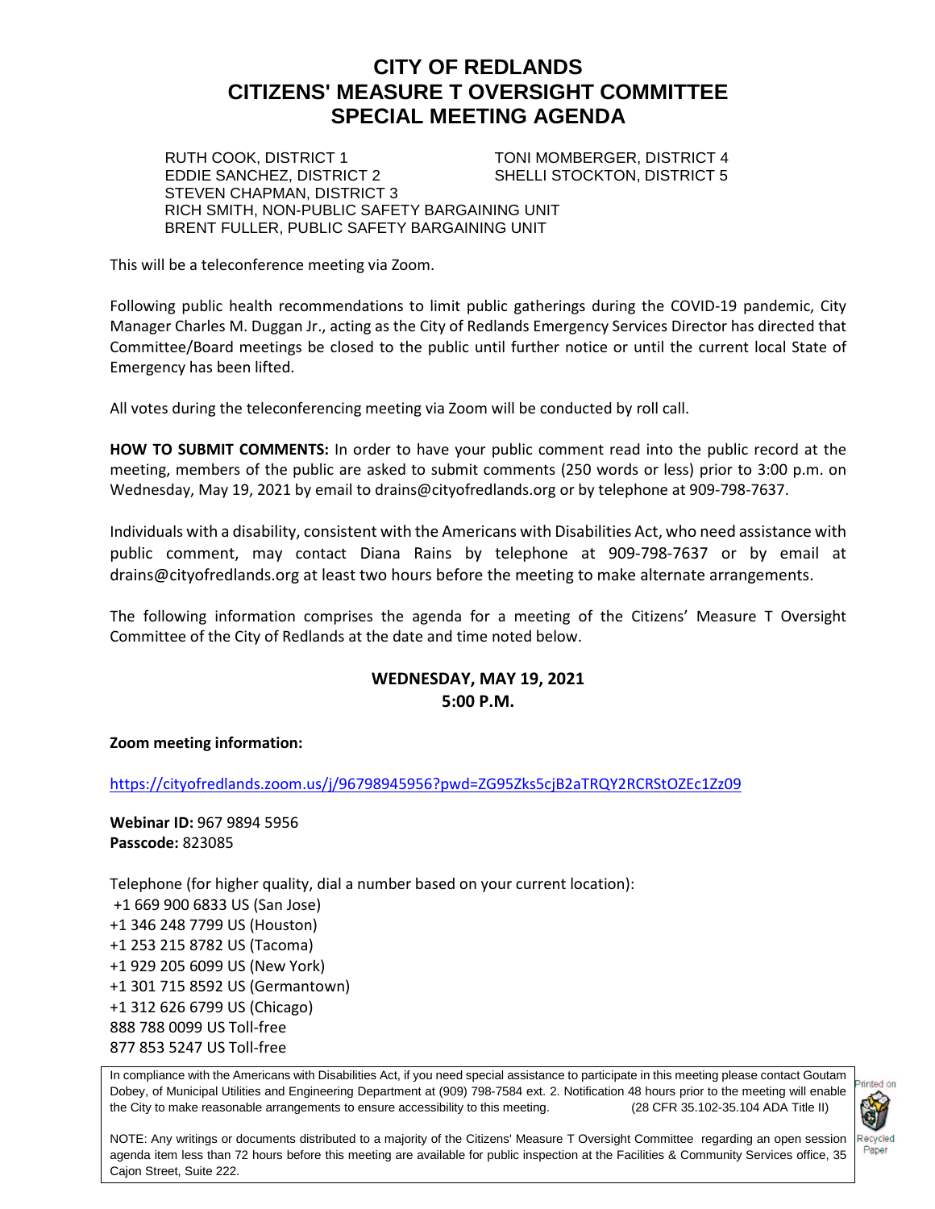# CITY OF REDLANDS
# CITIZENS' MEASURE T OVERSIGHT COMMITTEE
# SPECIAL MEETING AGENDA

RUTH COOK, DISTRICT 1
EDDIE SANCHEZ, DISTRICT 2
STEVEN CHAPMAN, DISTRICT 3
TONI MOMBERGER, DISTRICT 4
SHELLI STOCKTON, DISTRICT 5
RICH SMITH, NON-PUBLIC SAFETY BARGAINING UNIT
BRENT FULLER, PUBLIC SAFETY BARGAINING UNIT

This will be a teleconference meeting via Zoom.

Following public health recommendations to limit public gatherings during the COVID-19 pandemic, City Manager Charles M. Duggan Jr., acting as the City of Redlands Emergency Services Director has directed that Committee/Board meetings be closed to the public until further notice or until the current local State of Emergency has been lifted.

All votes during the teleconferencing meeting via Zoom will be conducted by roll call.

**HOW TO SUBMIT COMMENTS:** In order to have your public comment read into the public record at the meeting, members of the public are asked to submit comments (250 words or less) prior to 3:00 p.m. on Wednesday, May 19, 2021 by email to drains@cityofredlands.org or by telephone at 909-798-7637.

Individuals with a disability, consistent with the Americans with Disabilities Act, who need assistance with public comment, may contact Diana Rains by telephone at 909-798-7637 or by email at drains@cityofredlands.org at least two hours before the meeting to make alternate arrangements.

The following information comprises the agenda for a meeting of the Citizens' Measure T Oversight Committee of the City of Redlands at the date and time noted below.

**WEDNESDAY, MAY 19, 2021**
**5:00 P.M.**

**Zoom meeting information:**

https://cityofredlands.zoom.us/j/96798945956?pwd=ZG95Zks5cjB2aTRQY2RCRStOZEc1Zz09

**Webinar ID:** 967 9894 5956
**Passcode:** 823085

Telephone (for higher quality, dial a number based on your current location):
+1 669 900 6833 US (San Jose)
+1 346 248 7799 US (Houston)
+1 253 215 8782 US (Tacoma)
+1 929 205 6099 US (New York)
+1 301 715 8592 US (Germantown)
+1 312 626 6799 US (Chicago)
888 788 0099 US Toll-free
877 853 5247 US Toll-free

In compliance with the Americans with Disabilities Act, if you need special assistance to participate in this meeting please contact Goutam Dobey, of Municipal Utilities and Engineering Department at (909) 798-7584 ext. 2. Notification 48 hours prior to the meeting will enable the City to make reasonable arrangements to ensure accessibility to this meeting. (28 CFR 35.102-35.104 ADA Title II)

NOTE: Any writings or documents distributed to a majority of the Citizens' Measure T Oversight Committee regarding an open session agenda item less than 72 hours before this meeting are available for public inspection at the Facilities & Community Services office, 35 Cajon Street, Suite 222.

Printed on Recycled Paper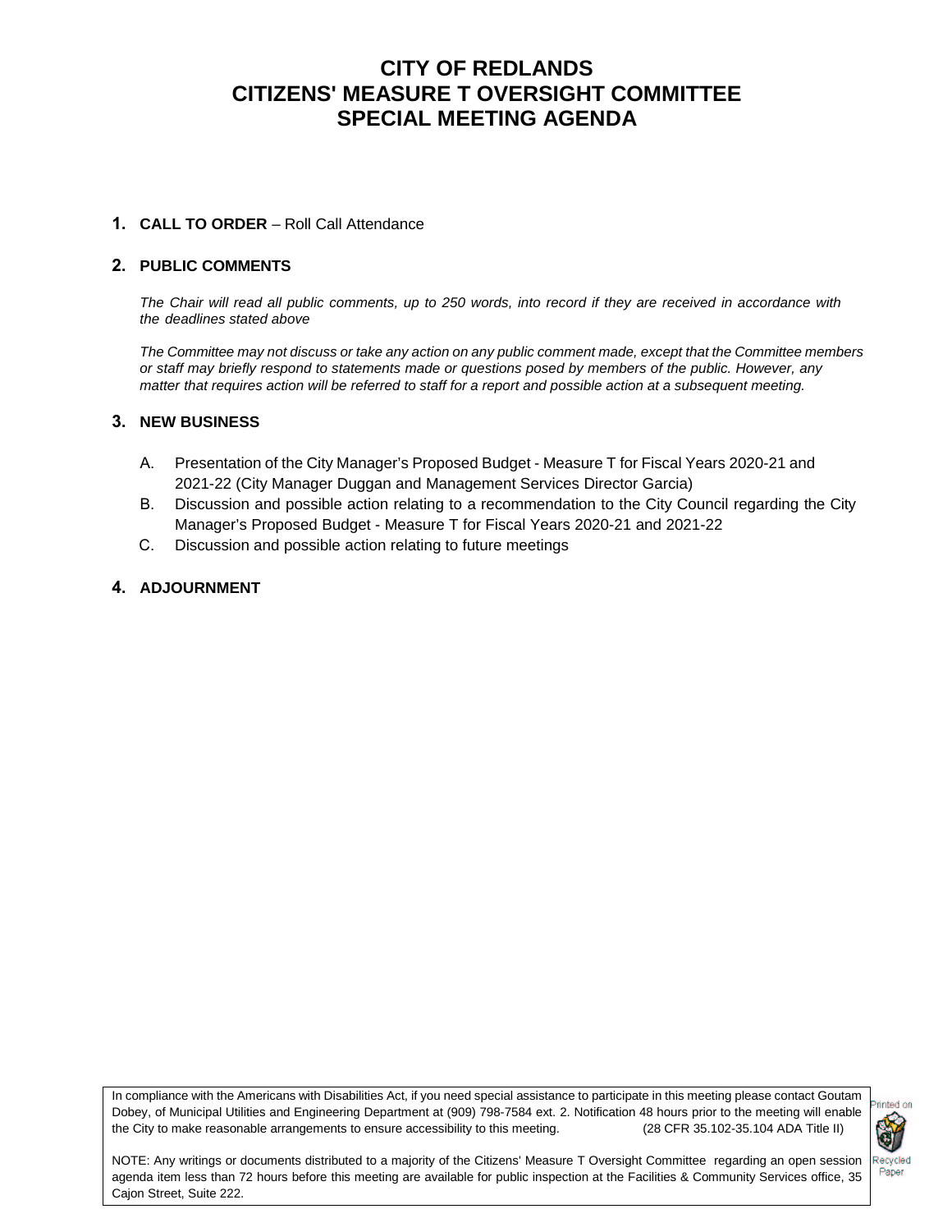# CITY OF REDLANDS
# CITIZENS' MEASURE T OVERSIGHT COMMITTEE
# SPECIAL MEETING AGENDA

**1. CALL TO ORDER** – Roll Call Attendance

**2. PUBLIC COMMENTS**

*The Chair will read all public comments, up to 250 words, into record if they are received in accordance with the deadlines stated above*

*The Committee may not discuss or take any action on any public comment made, except that the Committee members or staff may briefly respond to statements made or questions posed by members of the public. However, any matter that requires action will be referred to staff for a report and possible action at a subsequent meeting.*

**3. NEW BUSINESS**

A. Presentation of the City Manager's Proposed Budget - Measure T for Fiscal Years 2020-21 and 2021-22 (City Manager Duggan and Management Services Director Garcia)

B. Discussion and possible action relating to a recommendation to the City Council regarding the City Manager's Proposed Budget - Measure T for Fiscal Years 2020-21 and 2021-22

C. Discussion and possible action relating to future meetings

**4. ADJOURNMENT**

In compliance with the Americans with Disabilities Act, if you need special assistance to participate in this meeting please contact Goutam Dobey, of Municipal Utilities and Engineering Department at (909) 798-7584 ext. 2. Notification 48 hours prior to the meeting will enable the City to make reasonable arrangements to ensure accessibility to this meeting. (28 CFR 35.102-35.104 ADA Title II)

NOTE: Any writings or documents distributed to a majority of the Citizens' Measure T Oversight Committee regarding an open session agenda item less than 72 hours before this meeting are available for public inspection at the Facilities & Community Services office, 35 Cajon Street, Suite 222.

Printed on Recycled Paper